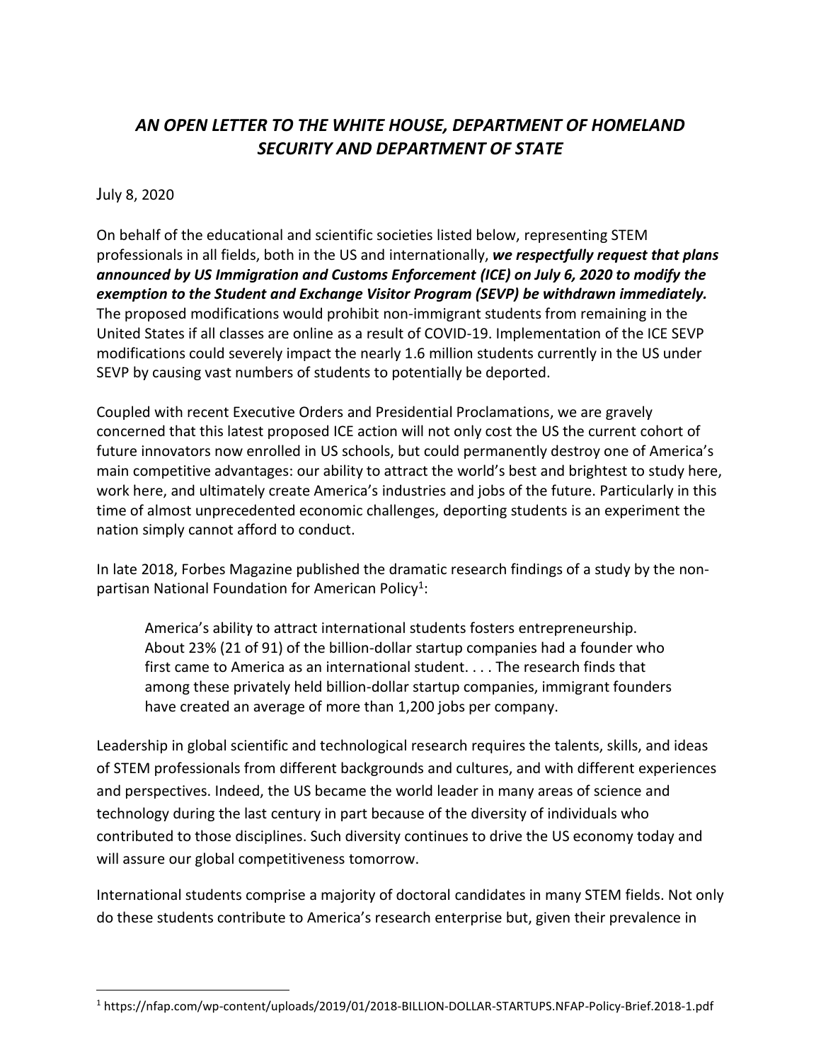# *AN OPEN LETTER TO THE WHITE HOUSE, DEPARTMENT OF HOMELAND SECURITY AND DEPARTMENT OF STATE*

July 8, 2020

On behalf of the educational and scientific societies listed below, representing STEM professionals in all fields, both in the US and internationally, ***we respectfully request that plans announced by US Immigration and Customs Enforcement (ICE) on July 6, 2020 to modify the exemption to the Student and Exchange Visitor Program (SEVP) be withdrawn immediately.*** The proposed modifications would prohibit non-immigrant students from remaining in the United States if all classes are online as a result of COVID-19. Implementation of the ICE SEVP modifications could severely impact the nearly 1.6 million students currently in the US under SEVP by causing vast numbers of students to potentially be deported.

Coupled with recent Executive Orders and Presidential Proclamations, we are gravely concerned that this latest proposed ICE action will not only cost the US the current cohort of future innovators now enrolled in US schools, but could permanently destroy one of America's main competitive advantages: our ability to attract the world's best and brightest to study here, work here, and ultimately create America's industries and jobs of the future. Particularly in this time of almost unprecedented economic challenges, deporting students is an experiment the nation simply cannot afford to conduct.

In late 2018, Forbes Magazine published the dramatic research findings of a study by the non-partisan National Foundation for American Policy[1]:

> America's ability to attract international students fosters entrepreneurship. About 23% (21 of 91) of the billion-dollar startup companies had a founder who first came to America as an international student. . . . The research finds that among these privately held billion-dollar startup companies, immigrant founders have created an average of more than 1,200 jobs per company.

Leadership in global scientific and technological research requires the talents, skills, and ideas of STEM professionals from different backgrounds and cultures, and with different experiences and perspectives. Indeed, the US became the world leader in many areas of science and technology during the last century in part because of the diversity of individuals who contributed to those disciplines. Such diversity continues to drive the US economy today and will assure our global competitiveness tomorrow.

International students comprise a majority of doctoral candidates in many STEM fields. Not only do these students contribute to America's research enterprise but, given their prevalence in

[1] https://nfap.com/wp-content/uploads/2019/01/2018-BILLION-DOLLAR-STARTUPS.NFAP-Policy-Brief.2018-1.pdf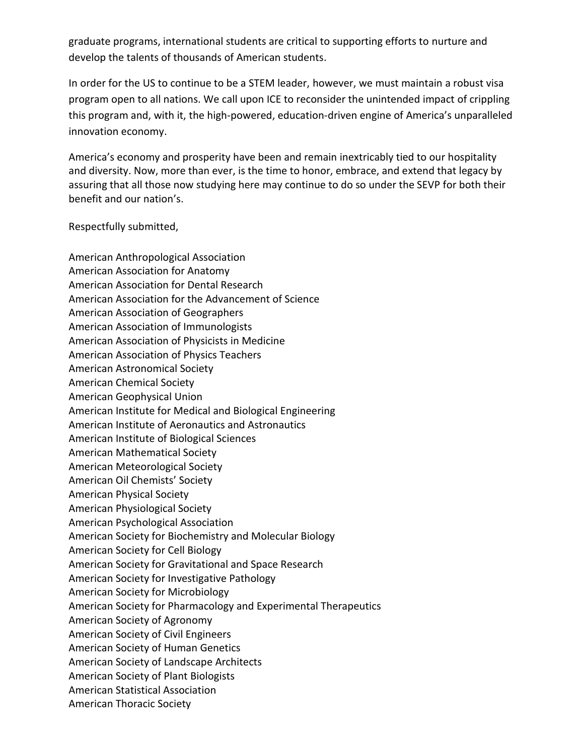graduate programs, international students are critical to supporting efforts to nurture and develop the talents of thousands of American students.

In order for the US to continue to be a STEM leader, however, we must maintain a robust visa program open to all nations. We call upon ICE to reconsider the unintended impact of crippling this program and, with it, the high-powered, education-driven engine of America's unparalleled innovation economy.

America's economy and prosperity have been and remain inextricably tied to our hospitality and diversity. Now, more than ever, is the time to honor, embrace, and extend that legacy by assuring that all those now studying here may continue to do so under the SEVP for both their benefit and our nation's.

Respectfully submitted,

American Anthropological Association
American Association for Anatomy
American Association for Dental Research
American Association for the Advancement of Science
American Association of Geographers
American Association of Immunologists
American Association of Physicists in Medicine
American Association of Physics Teachers
American Astronomical Society
American Chemical Society
American Geophysical Union
American Institute for Medical and Biological Engineering
American Institute of Aeronautics and Astronautics
American Institute of Biological Sciences
American Mathematical Society
American Meteorological Society
American Oil Chemists' Society
American Physical Society
American Physiological Society
American Psychological Association
American Society for Biochemistry and Molecular Biology
American Society for Cell Biology
American Society for Gravitational and Space Research
American Society for Investigative Pathology
American Society for Microbiology
American Society for Pharmacology and Experimental Therapeutics
American Society of Agronomy
American Society of Civil Engineers
American Society of Human Genetics
American Society of Landscape Architects
American Society of Plant Biologists
American Statistical Association
American Thoracic Society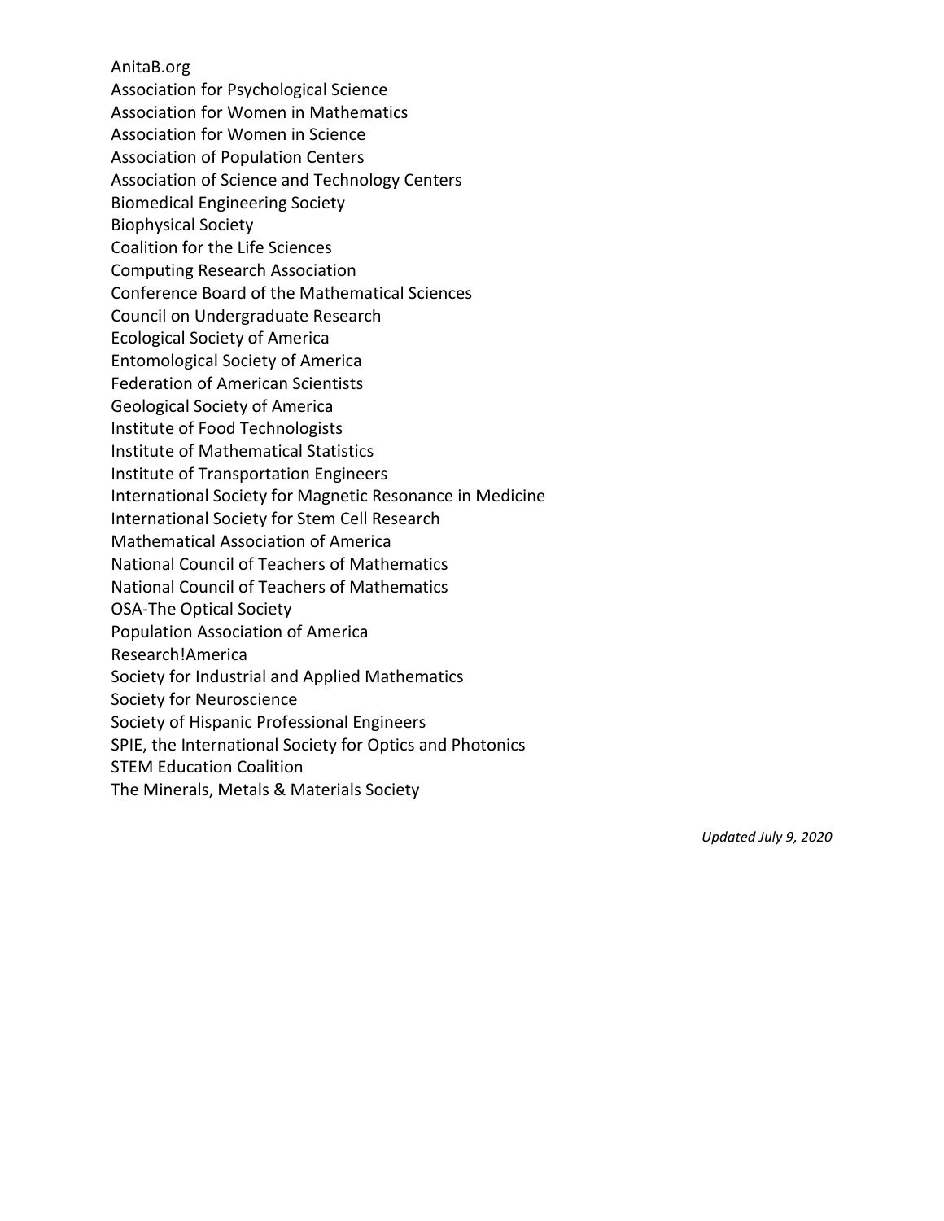AnitaB.org
Association for Psychological Science
Association for Women in Mathematics
Association for Women in Science
Association of Population Centers
Association of Science and Technology Centers
Biomedical Engineering Society
Biophysical Society
Coalition for the Life Sciences
Computing Research Association
Conference Board of the Mathematical Sciences
Council on Undergraduate Research
Ecological Society of America
Entomological Society of America
Federation of American Scientists
Geological Society of America
Institute of Food Technologists
Institute of Mathematical Statistics
Institute of Transportation Engineers
International Society for Magnetic Resonance in Medicine
International Society for Stem Cell Research
Mathematical Association of America
National Council of Teachers of Mathematics
National Council of Teachers of Mathematics
OSA-The Optical Society
Population Association of America
Research!America
Society for Industrial and Applied Mathematics
Society for Neuroscience
Society of Hispanic Professional Engineers
SPIE, the International Society for Optics and Photonics
STEM Education Coalition
The Minerals, Metals & Materials Society

*Updated July 9, 2020*